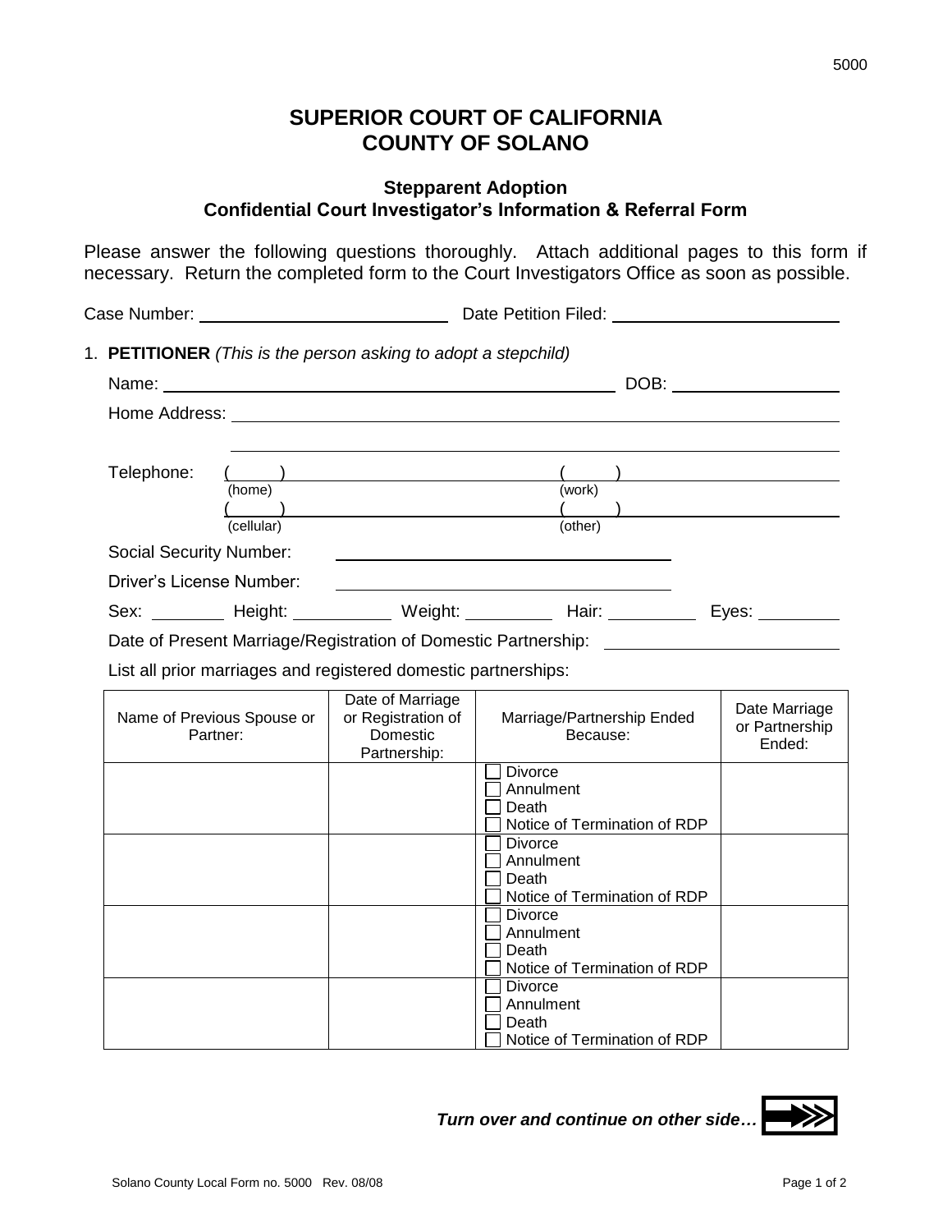# SUPERIOR COURT OF CALIFORNIA
# COUNTY OF SOLANO

## Stepparent Adoption
## Confidential Court Investigator's Information & Referral Form

Please answer the following questions thoroughly. Attach additional pages to this form if necessary. Return the completed form to the Court Investigators Office as soon as possible.

Case Number: ____________________ Date Petition Filed: ____________________

1. **PETITIONER** *(This is the person asking to adopt a stepchild)*

Name: ________________________________________ DOB: ______________

Home Address: ____________________________________________________

____________________________________________________

Telephone: ( ) ____________________ ( ) ____________________
(home) (work)
( ) ____________________ ( ) ____________________
(cellular) (other)

Social Security Number: ______________________________

Driver's License Number: ______________________________

Sex: ________ Height: __________ Weight: _________ Hair: _________ Eyes: _________

Date of Present Marriage/Registration of Domestic Partnership: ____________________

List all prior marriages and registered domestic partnerships:

| Name of Previous Spouse or Partner: | Date of Marriage or Registration of Domestic Partnership: | Marriage/Partnership Ended Because: | Date Marriage or Partnership Ended: |
|---|---|---|---|
| | | ☐ Divorce<br>☐ Annulment<br>☐ Death<br>☐ Notice of Termination of RDP | |
| | | ☐ Divorce<br>☐ Annulment<br>☐ Death<br>☐ Notice of Termination of RDP | |
| | | ☐ Divorce<br>☐ Annulment<br>☐ Death<br>☐ Notice of Termination of RDP | |
| | | ☐ Divorce<br>☐ Annulment<br>☐ Death<br>☐ Notice of Termination of RDP | |

***Turn over and continue on other side…***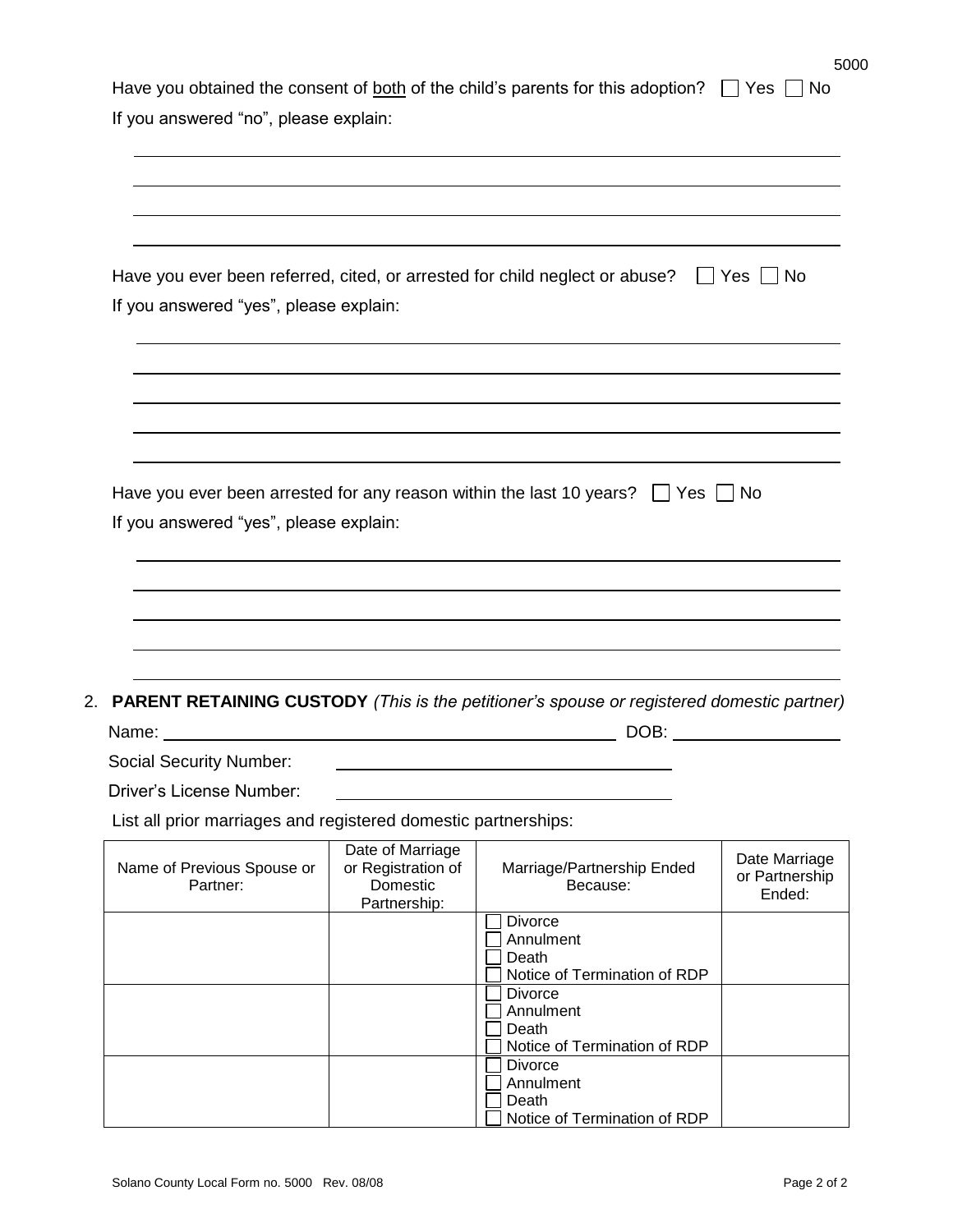Have you obtained the consent of <u>both</u> of the child's parents for this adoption? ☐ Yes ☐ No

If you answered "no", please explain:

______________________________________________________________________

______________________________________________________________________

______________________________________________________________________

______________________________________________________________________

Have you ever been referred, cited, or arrested for child neglect or abuse? ☐ Yes ☐ No

If you answered "yes", please explain:

______________________________________________________________________

______________________________________________________________________

______________________________________________________________________

______________________________________________________________________

______________________________________________________________________

Have you ever been arrested for any reason within the last 10 years? ☐ Yes ☐ No

If you answered "yes", please explain:

______________________________________________________________________

______________________________________________________________________

______________________________________________________________________

______________________________________________________________________

______________________________________________________________________

2. **PARENT RETAINING CUSTODY** *(This is the petitioner's spouse or registered domestic partner)*

Name: ______________________________ DOB: ________________

Social Security Number: ______________________________

Driver's License Number: ______________________________

List all prior marriages and registered domestic partnerships:

| Name of Previous Spouse or Partner: | Date of Marriage or Registration of Domestic Partnership: | Marriage/Partnership Ended Because: | Date Marriage or Partnership Ended: |
|---|---|---|---|
| | | ☐ Divorce<br>☐ Annulment<br>☐ Death<br>☐ Notice of Termination of RDP | |
| | | ☐ Divorce<br>☐ Annulment<br>☐ Death<br>☐ Notice of Termination of RDP | |
| | | ☐ Divorce<br>☐ Annulment<br>☐ Death<br>☐ Notice of Termination of RDP | |

Solano County Local Form no. 5000 Rev. 08/08